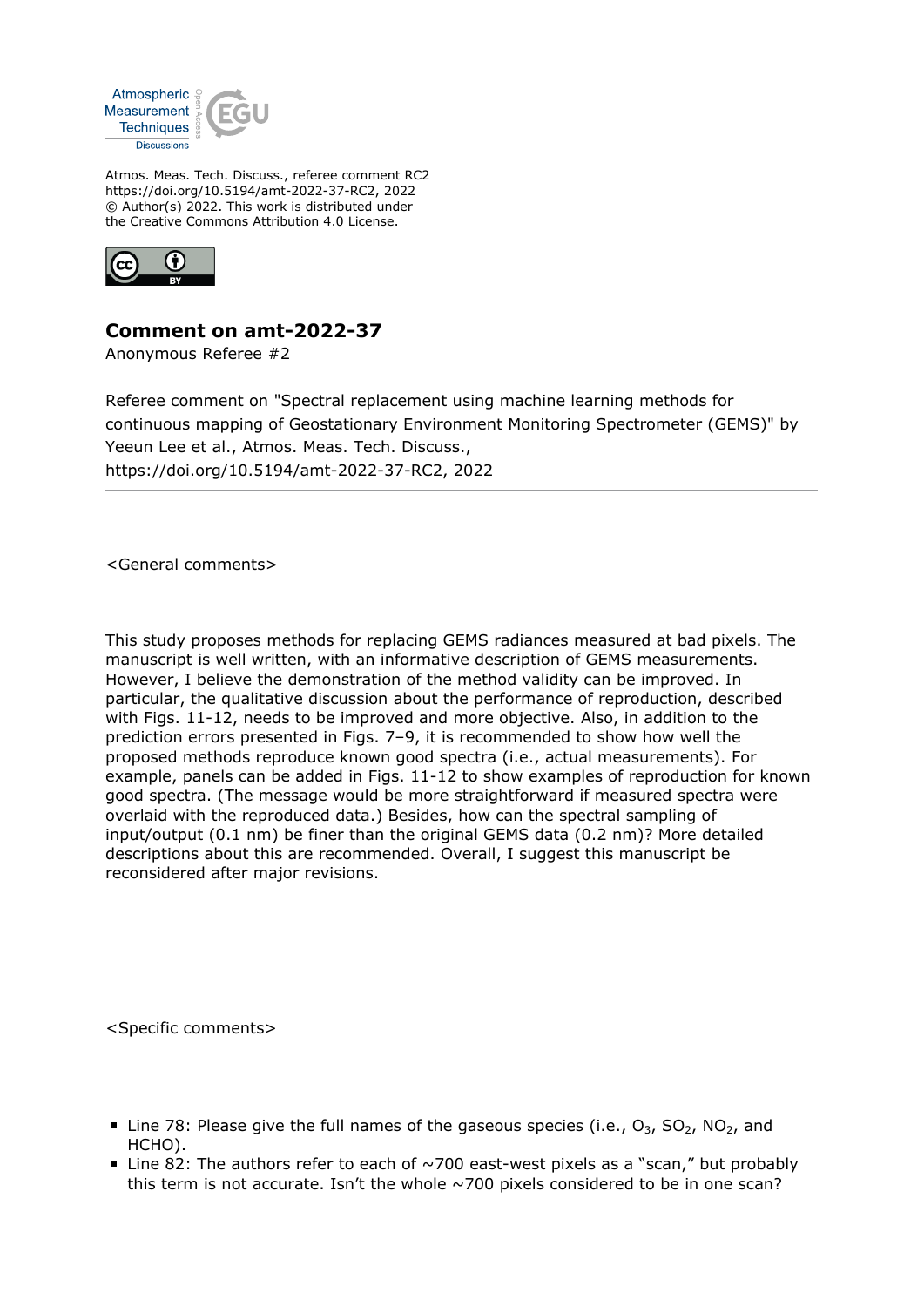Atmos. Meas. Tech. Discuss., referee comment RC2
https://doi.org/10.5194/amt-2022-37-RC2, 2022
© Author(s) 2022. This work is distributed under
the Creative Commons Attribution 4.0 License.

## Comment on amt-2022-37

Anonymous Referee #2

Referee comment on "Spectral replacement using machine learning methods for continuous mapping of Geostationary Environment Monitoring Spectrometer (GEMS)" by Yeeun Lee et al., Atmos. Meas. Tech. Discuss., https://doi.org/10.5194/amt-2022-37-RC2, 2022

<General comments>

This study proposes methods for replacing GEMS radiances measured at bad pixels. The manuscript is well written, with an informative description of GEMS measurements. However, I believe the demonstration of the method validity can be improved. In particular, the qualitative discussion about the performance of reproduction, described with Figs. 11-12, needs to be improved and more objective. Also, in addition to the prediction errors presented in Figs. 7–9, it is recommended to show how well the proposed methods reproduce known good spectra (i.e., actual measurements). For example, panels can be added in Figs. 11-12 to show examples of reproduction for known good spectra. (The message would be more straightforward if measured spectra were overlaid with the reproduced data.) Besides, how can the spectral sampling of input/output (0.1 nm) be finer than the original GEMS data (0.2 nm)? More detailed descriptions about this are recommended. Overall, I suggest this manuscript be reconsidered after major revisions.

<Specific comments>

- Line 78: Please give the full names of the gaseous species (i.e., $O_3$, $SO_2$, $NO_2$, and HCHO).
- Line 82: The authors refer to each of ~700 east-west pixels as a "scan," but probably this term is not accurate. Isn't the whole ~700 pixels considered to be in one scan?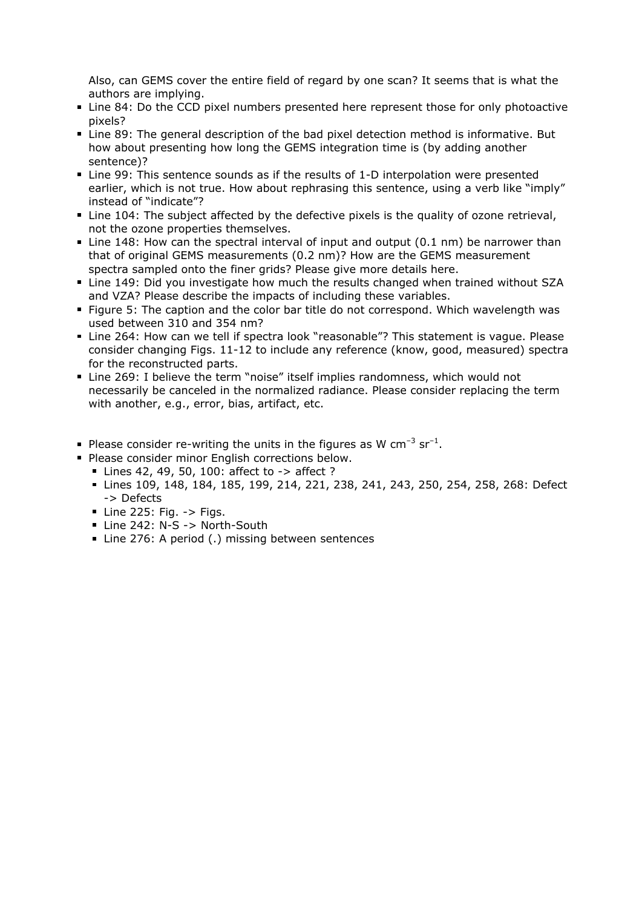Also, can GEMS cover the entire field of regard by one scan? It seems that is what the authors are implying.

- Line 84: Do the CCD pixel numbers presented here represent those for only photoactive pixels?
- Line 89: The general description of the bad pixel detection method is informative. But how about presenting how long the GEMS integration time is (by adding another sentence)?
- Line 99: This sentence sounds as if the results of 1-D interpolation were presented earlier, which is not true. How about rephrasing this sentence, using a verb like "imply" instead of "indicate"?
- Line 104: The subject affected by the defective pixels is the quality of ozone retrieval, not the ozone properties themselves.
- Line 148: How can the spectral interval of input and output (0.1 nm) be narrower than that of original GEMS measurements (0.2 nm)? How are the GEMS measurement spectra sampled onto the finer grids? Please give more details here.
- Line 149: Did you investigate how much the results changed when trained without SZA and VZA? Please describe the impacts of including these variables.
- Figure 5: The caption and the color bar title do not correspond. Which wavelength was used between 310 and 354 nm?
- Line 264: How can we tell if spectra look "reasonable"? This statement is vague. Please consider changing Figs. 11-12 to include any reference (know, good, measured) spectra for the reconstructed parts.
- Line 269: I believe the term "noise" itself implies randomness, which would not necessarily be canceled in the normalized radiance. Please consider replacing the term with another, e.g., error, bias, artifact, etc.

- Please consider re-writing the units in the figures as W $cm^{-3}$ $sr^{-1}$.
- Please consider minor English corrections below.
  - Lines 42, 49, 50, 100: affect to -> affect ?
  - Lines 109, 148, 184, 185, 199, 214, 221, 238, 241, 243, 250, 254, 258, 268: Defect -> Defects
  - Line 225: Fig. -> Figs.
  - Line 242: N-S -> North-South
  - Line 276: A period (.) missing between sentences